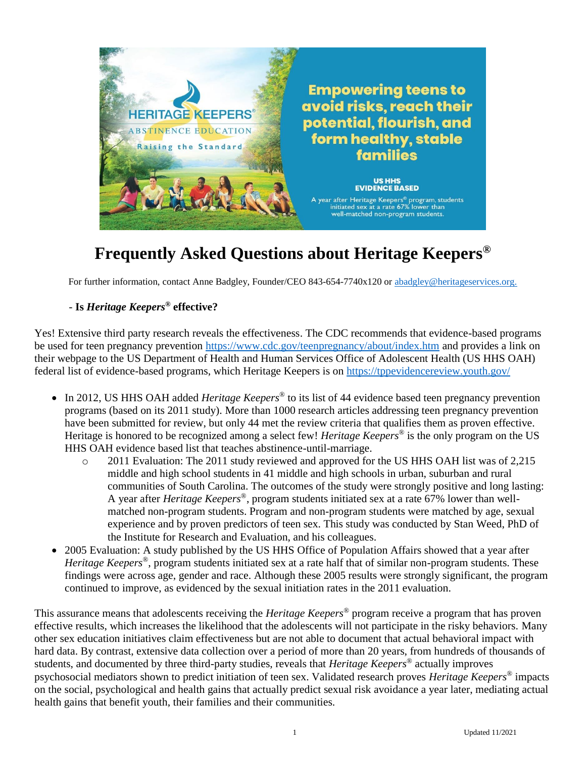HERITAGE KEEPERS®
ABSTINENCE EDUCATION
Raising the Standard

**Empowering teens to avoid risks, reach their potential, flourish, and form healthy, stable families**

**US HHS EVIDENCE BASED**

A year after Heritage Keepers® program, students initiated sex at a rate 67% lower than well-matched non-program students.

# Frequently Asked Questions about Heritage Keepers®

For further information, contact Anne Badgley, Founder/CEO 843-654-7740x120 or abadgley@heritageservices.org.

### - Is *Heritage Keepers®* effective?

Yes! Extensive third party research reveals the effectiveness. The CDC recommends that evidence-based programs be used for teen pregnancy prevention https://www.cdc.gov/teenpregnancy/about/index.htm and provides a link on their webpage to the US Department of Health and Human Services Office of Adolescent Health (US HHS OAH) federal list of evidence-based programs, which Heritage Keepers is on https://tppevidencereview.youth.gov/

- In 2012, US HHS OAH added *Heritage Keepers®* to its list of 44 evidence based teen pregnancy prevention programs (based on its 2011 study). More than 1000 research articles addressing teen pregnancy prevention have been submitted for review, but only 44 met the review criteria that qualifies them as proven effective. Heritage is honored to be recognized among a select few! *Heritage Keepers®* is the only program on the US HHS OAH evidence based list that teaches abstinence-until-marriage.
  - 2011 Evaluation: The 2011 study reviewed and approved for the US HHS OAH list was of 2,215 middle and high school students in 41 middle and high schools in urban, suburban and rural communities of South Carolina. The outcomes of the study were strongly positive and long lasting: A year after *Heritage Keepers®*, program students initiated sex at a rate 67% lower than well-matched non-program students. Program and non-program students were matched by age, sexual experience and by proven predictors of teen sex. This study was conducted by Stan Weed, PhD of the Institute for Research and Evaluation, and his colleagues.
- 2005 Evaluation: A study published by the US HHS Office of Population Affairs showed that a year after *Heritage Keepers®*, program students initiated sex at a rate half that of similar non-program students. These findings were across age, gender and race. Although these 2005 results were strongly significant, the program continued to improve, as evidenced by the sexual initiation rates in the 2011 evaluation.

This assurance means that adolescents receiving the *Heritage Keepers®* program receive a program that has proven effective results, which increases the likelihood that the adolescents will not participate in the risky behaviors. Many other sex education initiatives claim effectiveness but are not able to document that actual behavioral impact with hard data. By contrast, extensive data collection over a period of more than 20 years, from hundreds of thousands of students, and documented by three third-party studies, reveals that *Heritage Keepers®* actually improves psychosocial mediators shown to predict initiation of teen sex. Validated research proves *Heritage Keepers®* impacts on the social, psychological and health gains that actually predict sexual risk avoidance a year later, mediating actual health gains that benefit youth, their families and their communities.

Updated 11/2021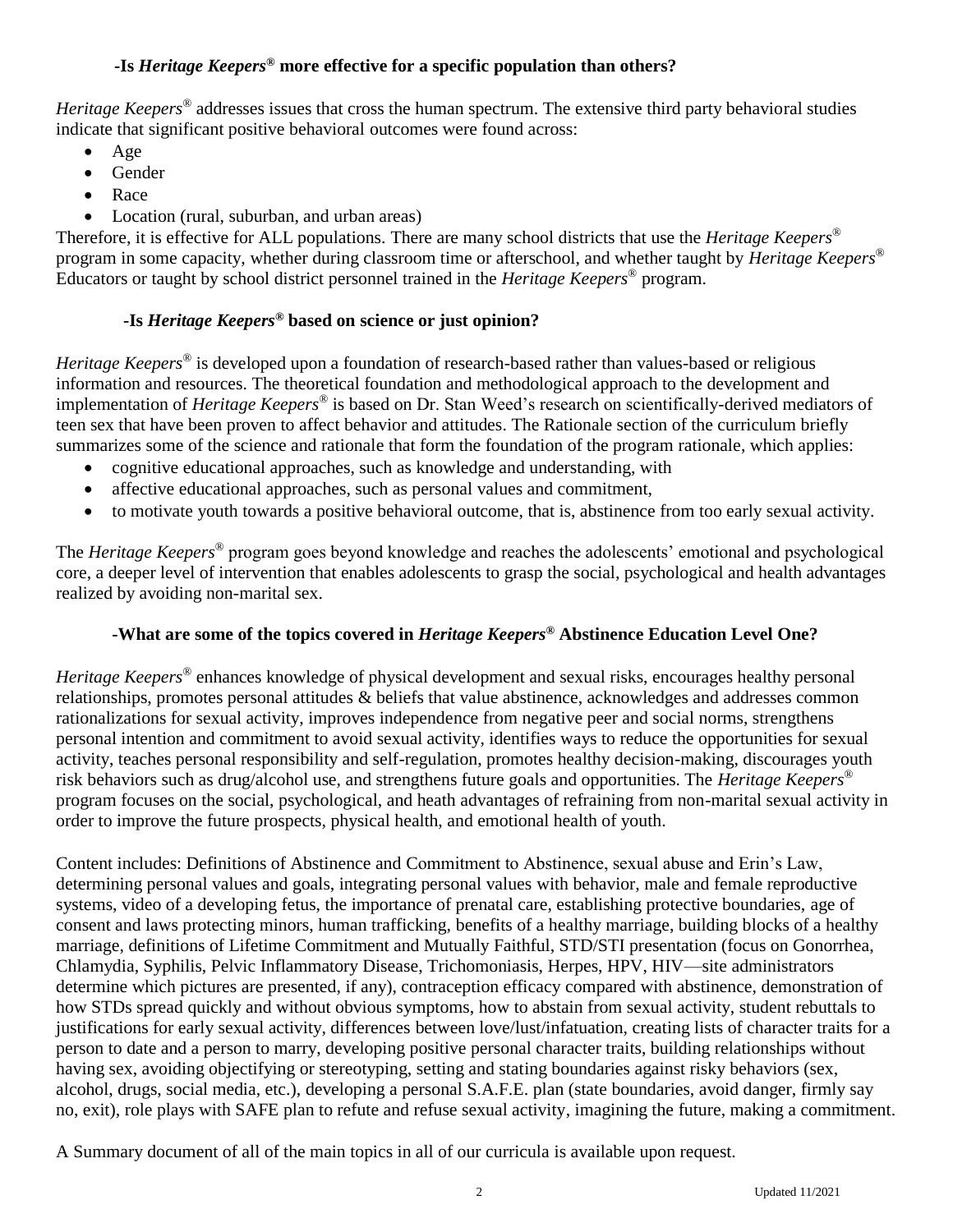### -Is *Heritage Keepers®* more effective for a specific population than others?

*Heritage Keepers®* addresses issues that cross the human spectrum. The extensive third party behavioral studies indicate that significant positive behavioral outcomes were found across:

- Age
- Gender
- Race
- Location (rural, suburban, and urban areas)

Therefore, it is effective for ALL populations. There are many school districts that use the *Heritage Keepers®* program in some capacity, whether during classroom time or afterschool, and whether taught by *Heritage Keepers®* Educators or taught by school district personnel trained in the *Heritage Keepers®* program.

### -Is *Heritage Keepers®* based on science or just opinion?

*Heritage Keepers®* is developed upon a foundation of research-based rather than values-based or religious information and resources. The theoretical foundation and methodological approach to the development and implementation of *Heritage Keepers®* is based on Dr. Stan Weed's research on scientifically-derived mediators of teen sex that have been proven to affect behavior and attitudes. The Rationale section of the curriculum briefly summarizes some of the science and rationale that form the foundation of the program rationale, which applies:

- cognitive educational approaches, such as knowledge and understanding, with
- affective educational approaches, such as personal values and commitment,
- to motivate youth towards a positive behavioral outcome, that is, abstinence from too early sexual activity.

The *Heritage Keepers®* program goes beyond knowledge and reaches the adolescents' emotional and psychological core, a deeper level of intervention that enables adolescents to grasp the social, psychological and health advantages realized by avoiding non-marital sex.

### -What are some of the topics covered in *Heritage Keepers®* Abstinence Education Level One?

*Heritage Keepers®* enhances knowledge of physical development and sexual risks, encourages healthy personal relationships, promotes personal attitudes & beliefs that value abstinence, acknowledges and addresses common rationalizations for sexual activity, improves independence from negative peer and social norms, strengthens personal intention and commitment to avoid sexual activity, identifies ways to reduce the opportunities for sexual activity, teaches personal responsibility and self-regulation, promotes healthy decision-making, discourages youth risk behaviors such as drug/alcohol use, and strengthens future goals and opportunities. The *Heritage Keepers®* program focuses on the social, psychological, and heath advantages of refraining from non-marital sexual activity in order to improve the future prospects, physical health, and emotional health of youth.

Content includes: Definitions of Abstinence and Commitment to Abstinence, sexual abuse and Erin's Law, determining personal values and goals, integrating personal values with behavior, male and female reproductive systems, video of a developing fetus, the importance of prenatal care, establishing protective boundaries, age of consent and laws protecting minors, human trafficking, benefits of a healthy marriage, building blocks of a healthy marriage, definitions of Lifetime Commitment and Mutually Faithful, STD/STI presentation (focus on Gonorrhea, Chlamydia, Syphilis, Pelvic Inflammatory Disease, Trichomoniasis, Herpes, HPV, HIV—site administrators determine which pictures are presented, if any), contraception efficacy compared with abstinence, demonstration of how STDs spread quickly and without obvious symptoms, how to abstain from sexual activity, student rebuttals to justifications for early sexual activity, differences between love/lust/infatuation, creating lists of character traits for a person to date and a person to marry, developing positive personal character traits, building relationships without having sex, avoiding objectifying or stereotyping, setting and stating boundaries against risky behaviors (sex, alcohol, drugs, social media, etc.), developing a personal S.A.F.E. plan (state boundaries, avoid danger, firmly say no, exit), role plays with SAFE plan to refute and refuse sexual activity, imagining the future, making a commitment.

A Summary document of all of the main topics in all of our curricula is available upon request.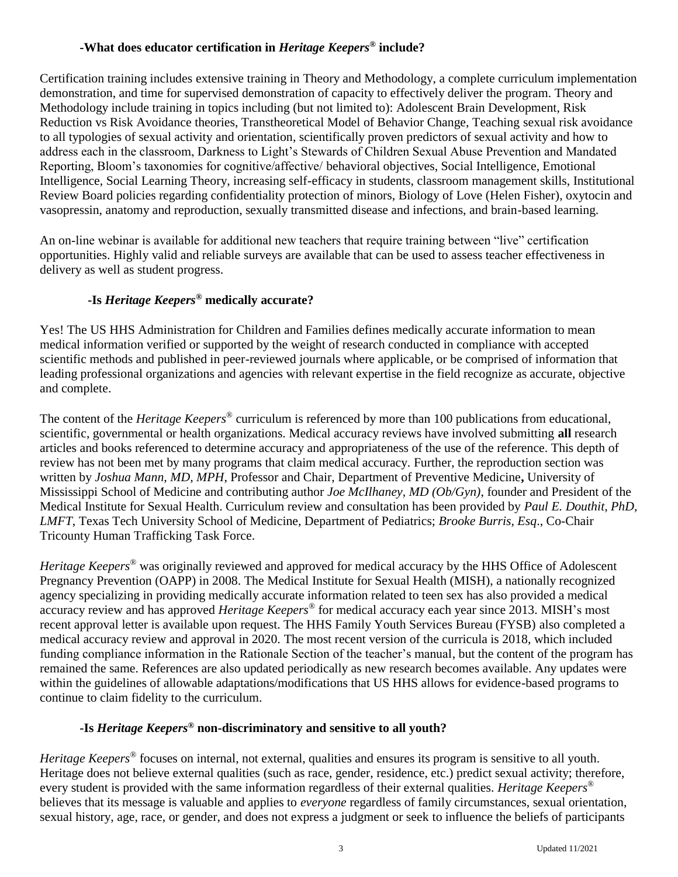### -What does educator certification in *Heritage Keepers*® include?

Certification training includes extensive training in Theory and Methodology, a complete curriculum implementation demonstration, and time for supervised demonstration of capacity to effectively deliver the program. Theory and Methodology include training in topics including (but not limited to): Adolescent Brain Development, Risk Reduction vs Risk Avoidance theories, Transtheoretical Model of Behavior Change, Teaching sexual risk avoidance to all typologies of sexual activity and orientation, scientifically proven predictors of sexual activity and how to address each in the classroom, Darkness to Light's Stewards of Children Sexual Abuse Prevention and Mandated Reporting, Bloom's taxonomies for cognitive/affective/ behavioral objectives, Social Intelligence, Emotional Intelligence, Social Learning Theory, increasing self-efficacy in students, classroom management skills, Institutional Review Board policies regarding confidentiality protection of minors, Biology of Love (Helen Fisher), oxytocin and vasopressin, anatomy and reproduction, sexually transmitted disease and infections, and brain-based learning.

An on-line webinar is available for additional new teachers that require training between "live" certification opportunities. Highly valid and reliable surveys are available that can be used to assess teacher effectiveness in delivery as well as student progress.

### -Is *Heritage Keepers*® medically accurate?

Yes! The US HHS Administration for Children and Families defines medically accurate information to mean medical information verified or supported by the weight of research conducted in compliance with accepted scientific methods and published in peer-reviewed journals where applicable, or be comprised of information that leading professional organizations and agencies with relevant expertise in the field recognize as accurate, objective and complete.

The content of the *Heritage Keepers*® curriculum is referenced by more than 100 publications from educational, scientific, governmental or health organizations. Medical accuracy reviews have involved submitting **all** research articles and books referenced to determine accuracy and appropriateness of the use of the reference. This depth of review has not been met by many programs that claim medical accuracy. Further, the reproduction section was written by *Joshua Mann, MD, MPH*, Professor and Chair, Department of Preventive Medicine**,** University of Mississippi School of Medicine and contributing author *Joe McIlhaney, MD (Ob/Gyn),* founder and President of the Medical Institute for Sexual Health. Curriculum review and consultation has been provided by *Paul E. Douthit, PhD, LMFT*, Texas Tech University School of Medicine, Department of Pediatrics; *Brooke Burris, Esq*., Co-Chair Tricounty Human Trafficking Task Force.

*Heritage Keepers*® was originally reviewed and approved for medical accuracy by the HHS Office of Adolescent Pregnancy Prevention (OAPP) in 2008. The Medical Institute for Sexual Health (MISH), a nationally recognized agency specializing in providing medically accurate information related to teen sex has also provided a medical accuracy review and has approved *Heritage Keepers*® for medical accuracy each year since 2013. MISH's most recent approval letter is available upon request. The HHS Family Youth Services Bureau (FYSB) also completed a medical accuracy review and approval in 2020. The most recent version of the curricula is 2018, which included funding compliance information in the Rationale Section of the teacher's manual, but the content of the program has remained the same. References are also updated periodically as new research becomes available. Any updates were within the guidelines of allowable adaptations/modifications that US HHS allows for evidence-based programs to continue to claim fidelity to the curriculum.

### -Is *Heritage Keepers*® non-discriminatory and sensitive to all youth?

*Heritage Keepers*® focuses on internal, not external, qualities and ensures its program is sensitive to all youth. Heritage does not believe external qualities (such as race, gender, residence, etc.) predict sexual activity; therefore, every student is provided with the same information regardless of their external qualities. *Heritage Keepers*® believes that its message is valuable and applies to *everyone* regardless of family circumstances, sexual orientation, sexual history, age, race, or gender, and does not express a judgment or seek to influence the beliefs of participants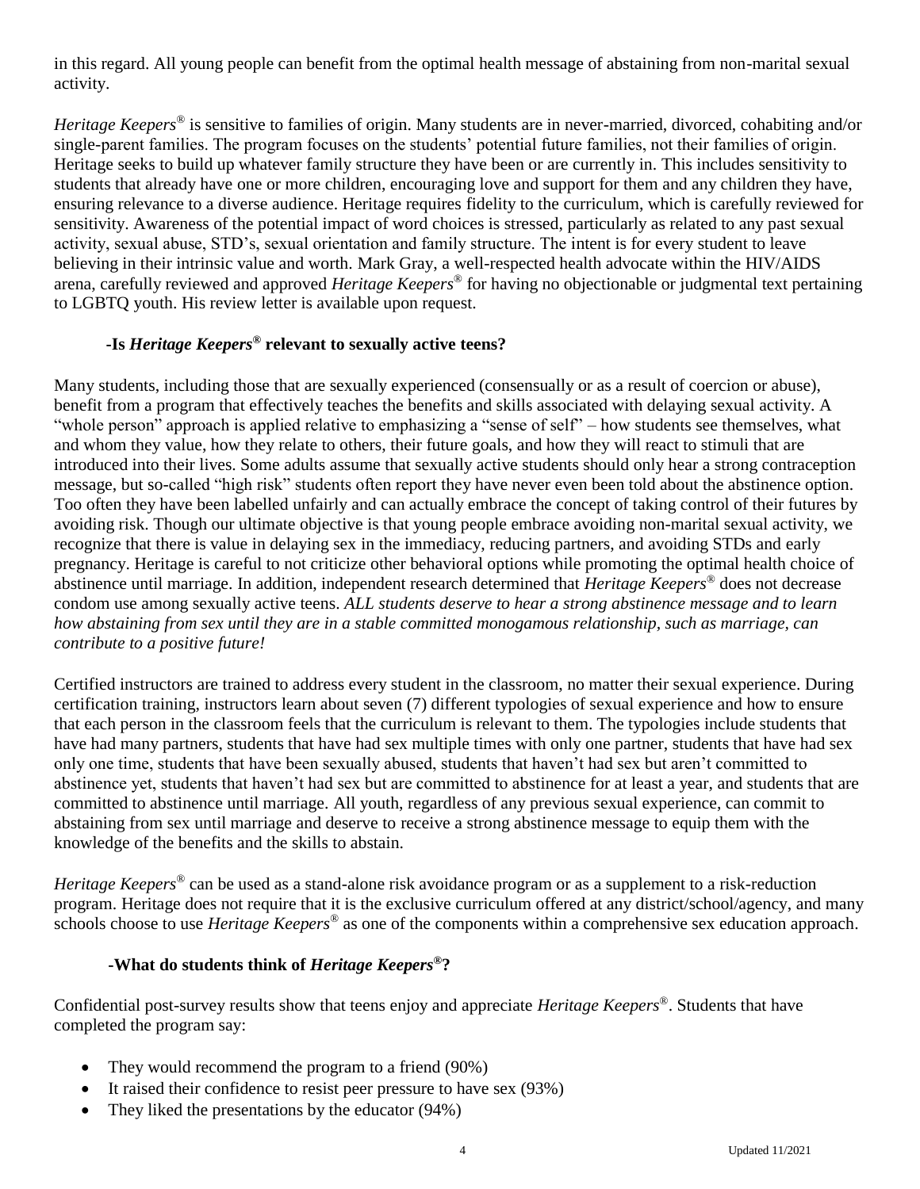in this regard. All young people can benefit from the optimal health message of abstaining from non-marital sexual activity.

*Heritage Keepers®* is sensitive to families of origin. Many students are in never-married, divorced, cohabiting and/or single-parent families. The program focuses on the students' potential future families, not their families of origin. Heritage seeks to build up whatever family structure they have been or are currently in. This includes sensitivity to students that already have one or more children, encouraging love and support for them and any children they have, ensuring relevance to a diverse audience. Heritage requires fidelity to the curriculum, which is carefully reviewed for sensitivity. Awareness of the potential impact of word choices is stressed, particularly as related to any past sexual activity, sexual abuse, STD's, sexual orientation and family structure. The intent is for every student to leave believing in their intrinsic value and worth. Mark Gray, a well-respected health advocate within the HIV/AIDS arena, carefully reviewed and approved *Heritage Keepers®* for having no objectionable or judgmental text pertaining to LGBTQ youth. His review letter is available upon request.

### -Is *Heritage Keepers®* relevant to sexually active teens?

Many students, including those that are sexually experienced (consensually or as a result of coercion or abuse), benefit from a program that effectively teaches the benefits and skills associated with delaying sexual activity. A "whole person" approach is applied relative to emphasizing a "sense of self" – how students see themselves, what and whom they value, how they relate to others, their future goals, and how they will react to stimuli that are introduced into their lives. Some adults assume that sexually active students should only hear a strong contraception message, but so-called "high risk" students often report they have never even been told about the abstinence option. Too often they have been labelled unfairly and can actually embrace the concept of taking control of their futures by avoiding risk. Though our ultimate objective is that young people embrace avoiding non-marital sexual activity, we recognize that there is value in delaying sex in the immediacy, reducing partners, and avoiding STDs and early pregnancy. Heritage is careful to not criticize other behavioral options while promoting the optimal health choice of abstinence until marriage. In addition, independent research determined that *Heritage Keepers®* does not decrease condom use among sexually active teens. *ALL students deserve to hear a strong abstinence message and to learn how abstaining from sex until they are in a stable committed monogamous relationship, such as marriage, can contribute to a positive future!*

Certified instructors are trained to address every student in the classroom, no matter their sexual experience. During certification training, instructors learn about seven (7) different typologies of sexual experience and how to ensure that each person in the classroom feels that the curriculum is relevant to them. The typologies include students that have had many partners, students that have had sex multiple times with only one partner, students that have had sex only one time, students that have been sexually abused, students that haven't had sex but aren't committed to abstinence yet, students that haven't had sex but are committed to abstinence for at least a year, and students that are committed to abstinence until marriage. All youth, regardless of any previous sexual experience, can commit to abstaining from sex until marriage and deserve to receive a strong abstinence message to equip them with the knowledge of the benefits and the skills to abstain.

*Heritage Keepers®* can be used as a stand-alone risk avoidance program or as a supplement to a risk-reduction program. Heritage does not require that it is the exclusive curriculum offered at any district/school/agency, and many schools choose to use *Heritage Keepers®* as one of the components within a comprehensive sex education approach.

### -What do students think of *Heritage Keepers®*?

Confidential post-survey results show that teens enjoy and appreciate *Heritage Keepers®*. Students that have completed the program say:

- They would recommend the program to a friend (90%)
- It raised their confidence to resist peer pressure to have sex (93%)
- They liked the presentations by the educator (94%)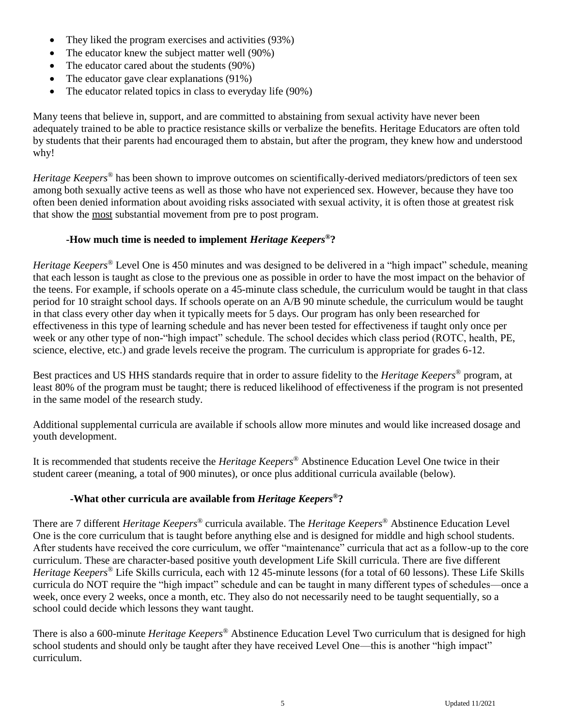- They liked the program exercises and activities (93%)
- The educator knew the subject matter well (90%)
- The educator cared about the students (90%)
- The educator gave clear explanations (91%)
- The educator related topics in class to everyday life (90%)

Many teens that believe in, support, and are committed to abstaining from sexual activity have never been adequately trained to be able to practice resistance skills or verbalize the benefits. Heritage Educators are often told by students that their parents had encouraged them to abstain, but after the program, they knew how and understood why!

*Heritage Keepers*® has been shown to improve outcomes on scientifically-derived mediators/predictors of teen sex among both sexually active teens as well as those who have not experienced sex. However, because they have too often been denied information about avoiding risks associated with sexual activity, it is often those at greatest risk that show the <u>most</u> substantial movement from pre to post program.

### -How much time is needed to implement *Heritage Keepers*®?

*Heritage Keepers*® Level One is 450 minutes and was designed to be delivered in a "high impact" schedule, meaning that each lesson is taught as close to the previous one as possible in order to have the most impact on the behavior of the teens. For example, if schools operate on a 45-minute class schedule, the curriculum would be taught in that class period for 10 straight school days. If schools operate on an A/B 90 minute schedule, the curriculum would be taught in that class every other day when it typically meets for 5 days. Our program has only been researched for effectiveness in this type of learning schedule and has never been tested for effectiveness if taught only once per week or any other type of non-"high impact" schedule. The school decides which class period (ROTC, health, PE, science, elective, etc.) and grade levels receive the program. The curriculum is appropriate for grades 6-12.

Best practices and US HHS standards require that in order to assure fidelity to the *Heritage Keepers*® program, at least 80% of the program must be taught; there is reduced likelihood of effectiveness if the program is not presented in the same model of the research study.

Additional supplemental curricula are available if schools allow more minutes and would like increased dosage and youth development.

It is recommended that students receive the *Heritage Keepers*® Abstinence Education Level One twice in their student career (meaning, a total of 900 minutes), or once plus additional curricula available (below).

### -What other curricula are available from *Heritage Keepers*®?

There are 7 different *Heritage Keepers*® curricula available. The *Heritage Keepers*® Abstinence Education Level One is the core curriculum that is taught before anything else and is designed for middle and high school students. After students have received the core curriculum, we offer "maintenance" curricula that act as a follow-up to the core curriculum. These are character-based positive youth development Life Skill curricula. There are five different *Heritage Keepers*® Life Skills curricula, each with 12 45-minute lessons (for a total of 60 lessons). These Life Skills curricula do NOT require the "high impact" schedule and can be taught in many different types of schedules—once a week, once every 2 weeks, once a month, etc. They also do not necessarily need to be taught sequentially, so a school could decide which lessons they want taught.

There is also a 600-minute *Heritage Keepers*® Abstinence Education Level Two curriculum that is designed for high school students and should only be taught after they have received Level One—this is another "high impact" curriculum.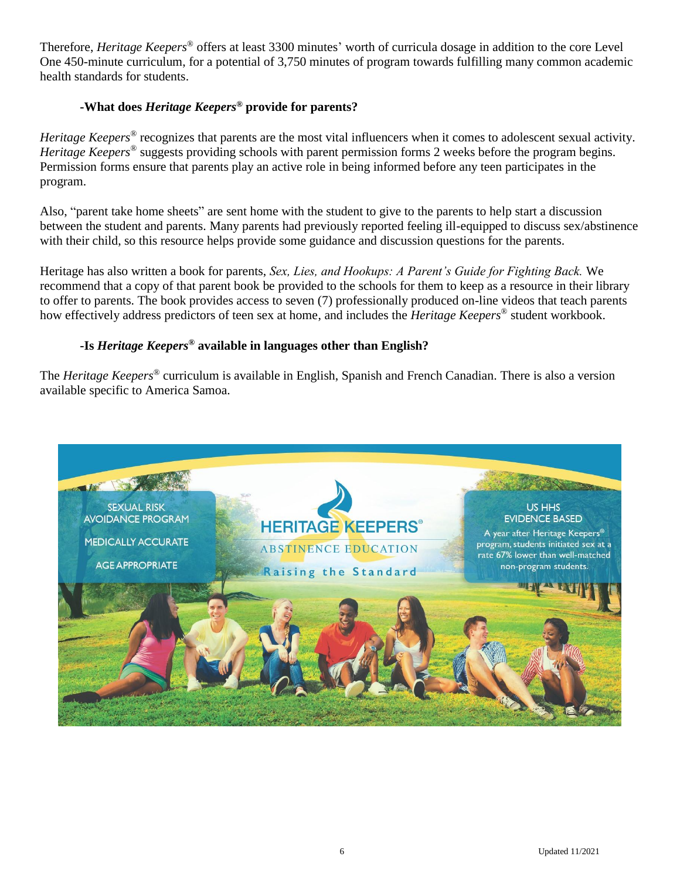Therefore, *Heritage Keepers*® offers at least 3300 minutes' worth of curricula dosage in addition to the core Level One 450-minute curriculum, for a potential of 3,750 minutes of program towards fulfilling many common academic health standards for students.

### -What does *Heritage Keepers*® provide for parents?

*Heritage Keepers*® recognizes that parents are the most vital influencers when it comes to adolescent sexual activity. *Heritage Keepers*® suggests providing schools with parent permission forms 2 weeks before the program begins. Permission forms ensure that parents play an active role in being informed before any teen participates in the program.

Also, "parent take home sheets" are sent home with the student to give to the parents to help start a discussion between the student and parents. Many parents had previously reported feeling ill-equipped to discuss sex/abstinence with their child, so this resource helps provide some guidance and discussion questions for the parents.

Heritage has also written a book for parents, *Sex, Lies, and Hookups: A Parent's Guide for Fighting Back.* We recommend that a copy of that parent book be provided to the schools for them to keep as a resource in their library to offer to parents. The book provides access to seven (7) professionally produced on-line videos that teach parents how effectively address predictors of teen sex at home, and includes the *Heritage Keepers*® student workbook.

### -Is *Heritage Keepers*® available in languages other than English?

The *Heritage Keepers*® curriculum is available in English, Spanish and French Canadian. There is also a version available specific to America Samoa.

SEXUAL RISK AVOIDANCE PROGRAM

MEDICALLY ACCURATE

AGE APPROPRIATE

HERITAGE KEEPERS®

ABSTINENCE EDUCATION

Raising the Standard

US HHS EVIDENCE BASED

A year after Heritage Keepers® program, students initiated sex at a rate 67% lower than well-matched non-program students.